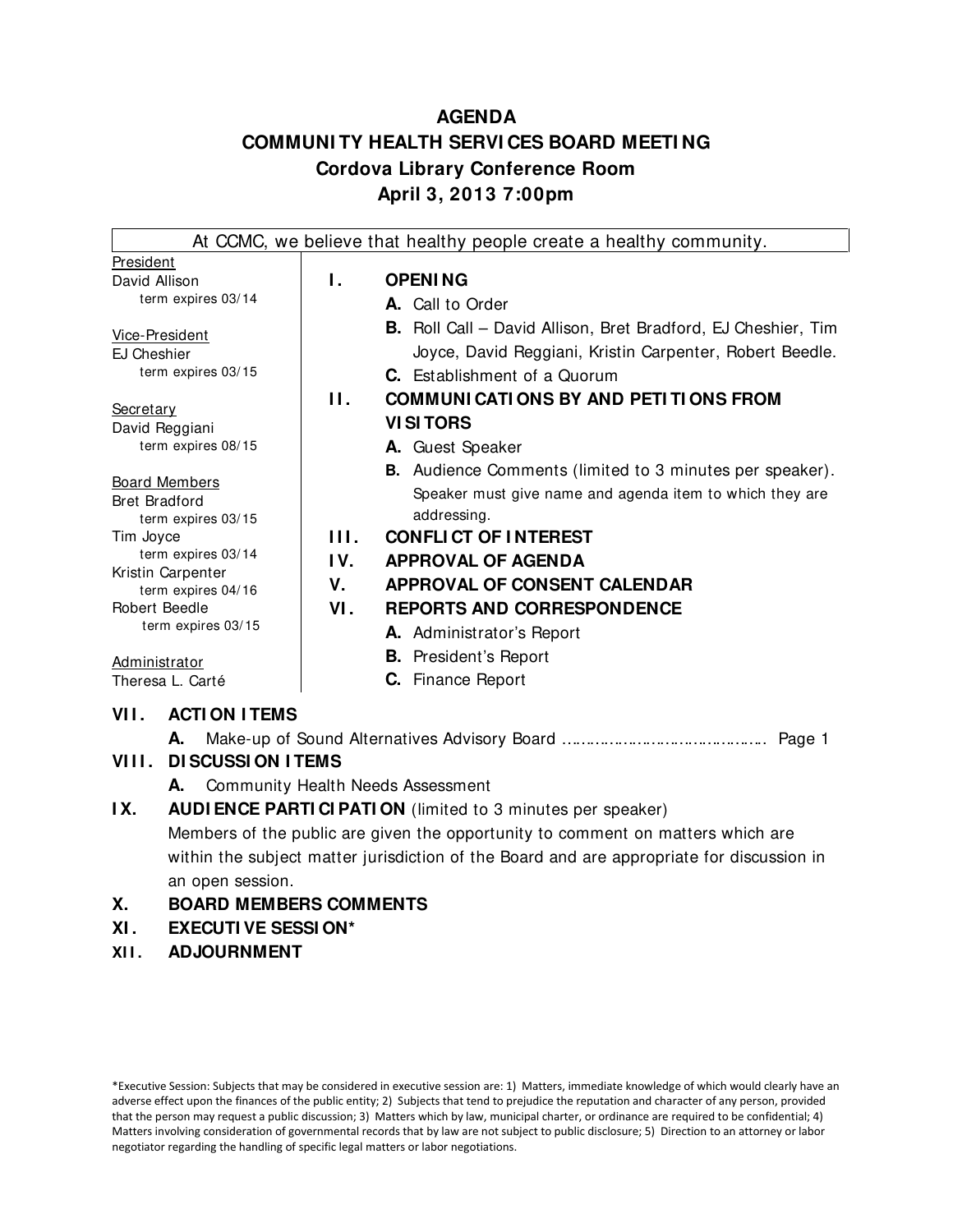# AGENDA
## COMMUNITY HEALTH SERVICES BOARD MEETING
### Cordova Library Conference Room
### April 3, 2013 7:00pm

At CCMC, we believe that healthy people create a healthy community.

President
David Allison
term expires 03/14

Vice-President
EJ Cheshier
term expires 03/15

Secretary
David Reggiani
term expires 08/15

Board Members
Bret Bradford
term expires 03/15
Tim Joyce
term expires 03/14
Kristin Carpenter
term expires 04/16
Robert Beedle
term expires 03/15

Administrator
Theresa L. Carté

**I. OPENING**
- **A.** Call to Order
- **B.** Roll Call – David Allison, Bret Bradford, EJ Cheshier, Tim Joyce, David Reggiani, Kristin Carpenter, Robert Beedle.
- **C.** Establishment of a Quorum

**II. COMMUNICATIONS BY AND PETITIONS FROM VISITORS**
- **A.** Guest Speaker
- **B.** Audience Comments (limited to 3 minutes per speaker). Speaker must give name and agenda item to which they are addressing.

**III. CONFLICT OF INTEREST**

**IV. APPROVAL OF AGENDA**

**V. APPROVAL OF CONSENT CALENDAR**

**VI. REPORTS AND CORRESPONDENCE**
- **A.** Administrator's Report
- **B.** President's Report
- **C.** Finance Report

**VII. ACTION ITEMS**
- **A.** Make-up of Sound Alternatives Advisory Board ……………………………………… Page 1

**VIII. DISCUSSION ITEMS**
- **A.** Community Health Needs Assessment

**IX. AUDIENCE PARTICIPATION** (limited to 3 minutes per speaker)
Members of the public are given the opportunity to comment on matters which are within the subject matter jurisdiction of the Board and are appropriate for discussion in an open session.

**X. BOARD MEMBERS COMMENTS**

**XI. EXECUTIVE SESSION***

**XII. ADJOURNMENT**

*Executive Session: Subjects that may be considered in executive session are: 1) Matters, immediate knowledge of which would clearly have an adverse effect upon the finances of the public entity; 2) Subjects that tend to prejudice the reputation and character of any person, provided that the person may request a public discussion; 3) Matters which by law, municipal charter, or ordinance are required to be confidential; 4) Matters involving consideration of governmental records that by law are not subject to public disclosure; 5) Direction to an attorney or labor negotiator regarding the handling of specific legal matters or labor negotiations.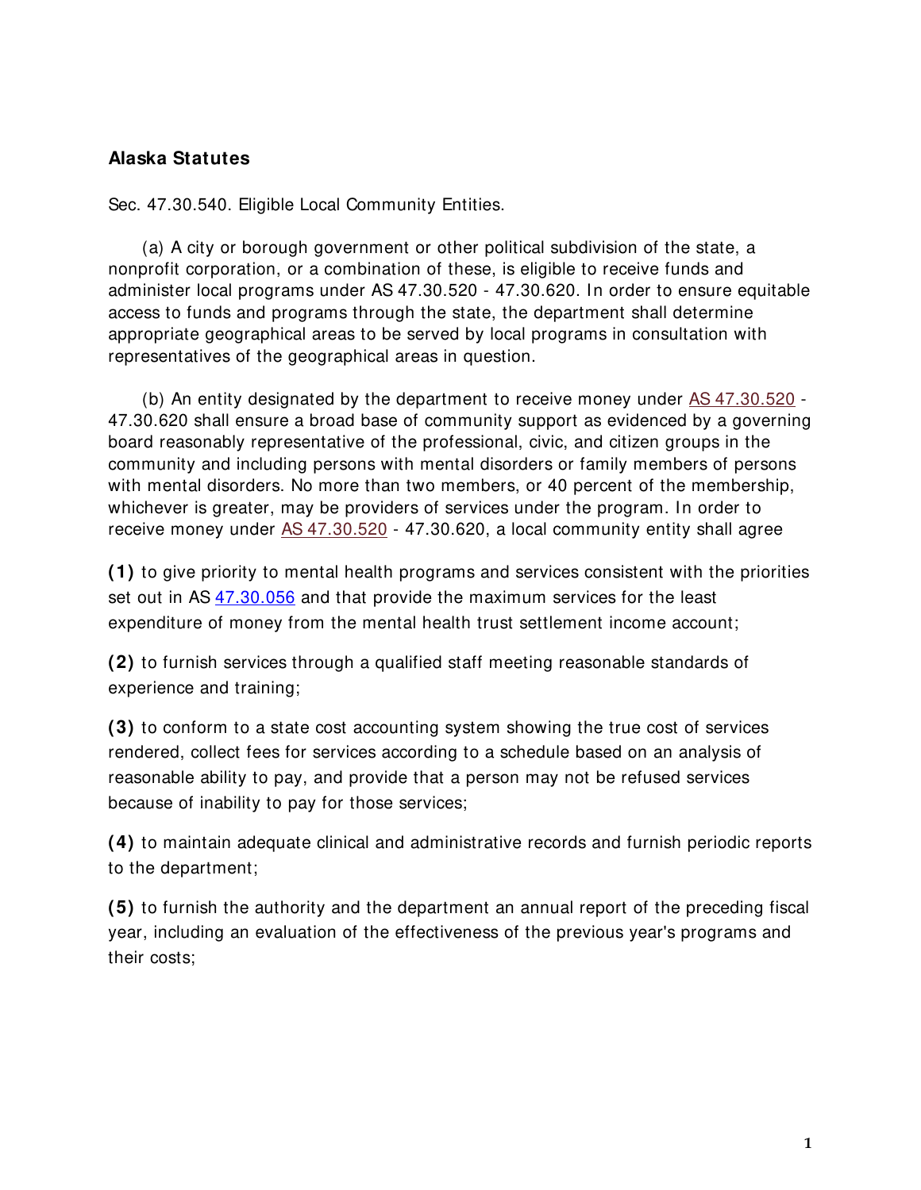**Alaska Statutes**

Sec. 47.30.540. Eligible Local Community Entities.

(a) A city or borough government or other political subdivision of the state, a nonprofit corporation, or a combination of these, is eligible to receive funds and administer local programs under AS 47.30.520 - 47.30.620. In order to ensure equitable access to funds and programs through the state, the department shall determine appropriate geographical areas to be served by local programs in consultation with representatives of the geographical areas in question.

(b) An entity designated by the department to receive money under AS 47.30.520 - 47.30.620 shall ensure a broad base of community support as evidenced by a governing board reasonably representative of the professional, civic, and citizen groups in the community and including persons with mental disorders or family members of persons with mental disorders. No more than two members, or 40 percent of the membership, whichever is greater, may be providers of services under the program. In order to receive money under AS 47.30.520 - 47.30.620, a local community entity shall agree

**(1)** to give priority to mental health programs and services consistent with the priorities set out in AS 47.30.056 and that provide the maximum services for the least expenditure of money from the mental health trust settlement income account;

**(2)** to furnish services through a qualified staff meeting reasonable standards of experience and training;

**(3)** to conform to a state cost accounting system showing the true cost of services rendered, collect fees for services according to a schedule based on an analysis of reasonable ability to pay, and provide that a person may not be refused services because of inability to pay for those services;

**(4)** to maintain adequate clinical and administrative records and furnish periodic reports to the department;

**(5)** to furnish the authority and the department an annual report of the preceding fiscal year, including an evaluation of the effectiveness of the previous year's programs and their costs;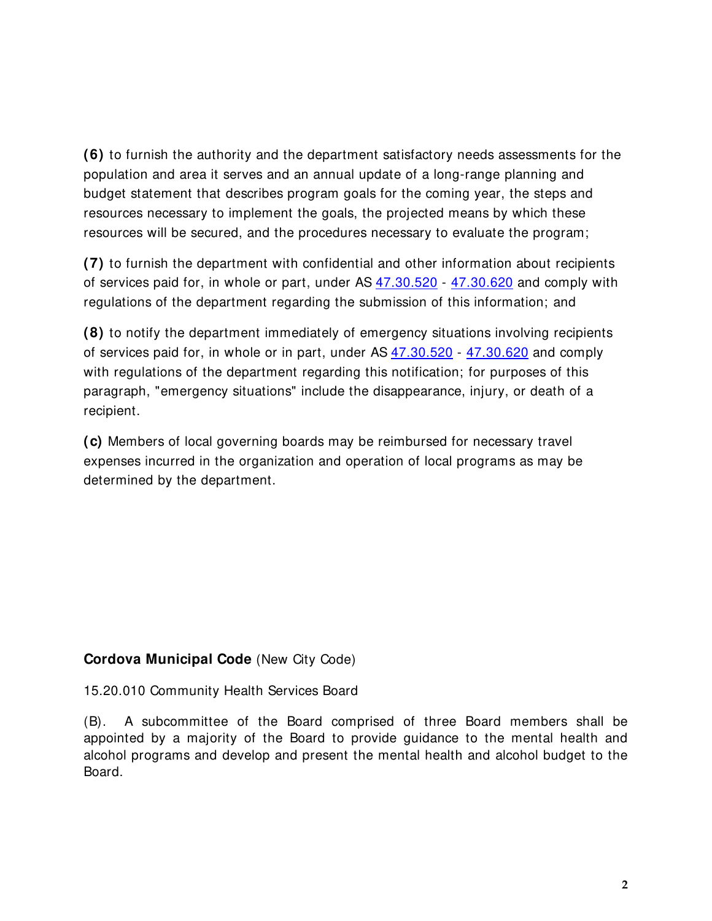**(6)** to furnish the authority and the department satisfactory needs assessments for the population and area it serves and an annual update of a long-range planning and budget statement that describes program goals for the coming year, the steps and resources necessary to implement the goals, the projected means by which these resources will be secured, and the procedures necessary to evaluate the program;

**(7)** to furnish the department with confidential and other information about recipients of services paid for, in whole or part, under AS 47.30.520 - 47.30.620 and comply with regulations of the department regarding the submission of this information; and

**(8)** to notify the department immediately of emergency situations involving recipients of services paid for, in whole or in part, under AS 47.30.520 - 47.30.620 and comply with regulations of the department regarding this notification; for purposes of this paragraph, "emergency situations" include the disappearance, injury, or death of a recipient.

**(c)** Members of local governing boards may be reimbursed for necessary travel expenses incurred in the organization and operation of local programs as may be determined by the department.

**Cordova Municipal Code** (New City Code)

15.20.010 Community Health Services Board

(B). A subcommittee of the Board comprised of three Board members shall be appointed by a majority of the Board to provide guidance to the mental health and alcohol programs and develop and present the mental health and alcohol budget to the Board.